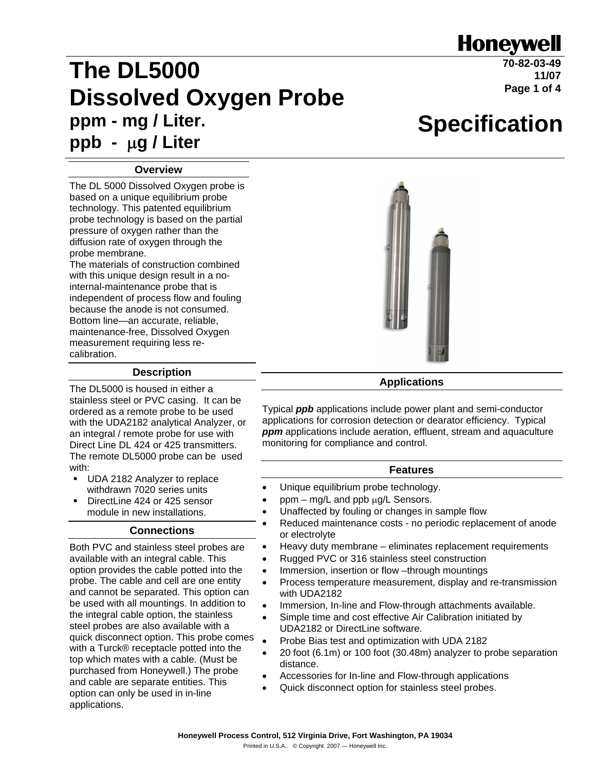# The DL5000 Dissolved Oxygen Probe

## ppm - mg / Liter.
## ppb - μg / Liter

# Specification

### Overview

The DL 5000 Dissolved Oxygen probe is based on a unique equilibrium probe technology. This patented equilibrium probe technology is based on the partial pressure of oxygen rather than the diffusion rate of oxygen through the probe membrane.
The materials of construction combined with this unique design result in a no-internal-maintenance probe that is independent of process flow and fouling because the anode is not consumed. Bottom line—an accurate, reliable, maintenance-free, Dissolved Oxygen measurement requiring less re-calibration.

### Description

The DL5000 is housed in either a stainless steel or PVC casing. It can be ordered as a remote probe to be used with the UDA2182 analytical Analyzer, or an integral / remote probe for use with Direct Line DL 424 or 425 transmitters. The remote DL5000 probe can be used with:

- UDA 2182 Analyzer to replace withdrawn 7020 series units
- DirectLine 424 or 425 sensor module in new installations.

### Connections

Both PVC and stainless steel probes are available with an integral cable. This option provides the cable potted into the probe. The cable and cell are one entity and cannot be separated. This option can be used with all mountings. In addition to the integral cable option, the stainless steel probes are also available with a quick disconnect option. This probe comes with a Turck® receptacle potted into the top which mates with a cable. (Must be purchased from Honeywell.) The probe and cable are separate entities. This option can only be used in in-line applications.

### Applications

Typical ***ppb*** applications include power plant and semi-conductor applications for corrosion detection or dearator efficiency. Typical ***ppm*** applications include aeration, effluent, stream and aquaculture monitoring for compliance and control.

### Features

- Unique equilibrium probe technology.
- ppm – mg/L and ppb μg/L Sensors.
- Unaffected by fouling or changes in sample flow
- Reduced maintenance costs - no periodic replacement of anode or electrolyte
- Heavy duty membrane – eliminates replacement requirements
- Rugged PVC or 316 stainless steel construction
- Immersion, insertion or flow –through mountings
- Process temperature measurement, display and re-transmission with UDA2182
- Immersion, In-line and Flow-through attachments available.
- Simple time and cost effective Air Calibration initiated by UDA2182 or DirectLine software.
- Probe Bias test and optimization with UDA 2182
- 20 foot (6.1m) or 100 foot (30.48m) analyzer to probe separation distance.
- Accessories for In-line and Flow-through applications
- Quick disconnect option for stainless steel probes.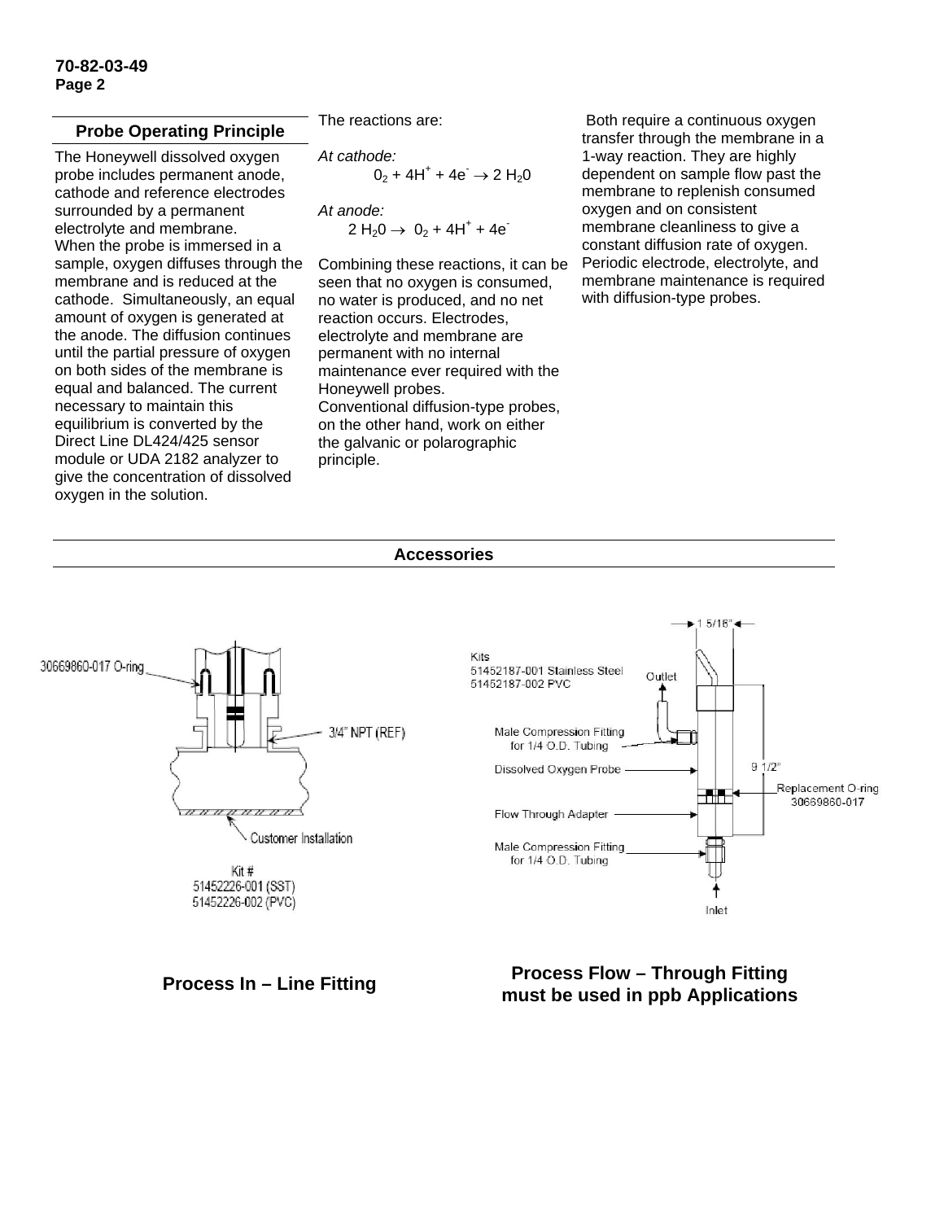## Probe Operating Principle

The Honeywell dissolved oxygen probe includes permanent anode, cathode and reference electrodes surrounded by a permanent electrolyte and membrane.
When the probe is immersed in a sample, oxygen diffuses through the membrane and is reduced at the cathode. Simultaneously, an equal amount of oxygen is generated at the anode. The diffusion continues until the partial pressure of oxygen on both sides of the membrane is equal and balanced. The current necessary to maintain this equilibrium is converted by the Direct Line DL424/425 sensor module or UDA 2182 analyzer to give the concentration of dissolved oxygen in the solution.

The reactions are:

*At cathode:*

$$O_2 + 4H^+ + 4e^- \rightarrow 2\,H_2O$$

*At anode:*

$$2\,H_2O \rightarrow O_2 + 4H^+ + 4e^-$$

Combining these reactions, it can be seen that no oxygen is consumed, no water is produced, and no net reaction occurs. Electrodes, electrolyte and membrane are permanent with no internal maintenance ever required with the Honeywell probes.
Conventional diffusion-type probes, on the other hand, work on either the galvanic or polarographic principle.

Both require a continuous oxygen transfer through the membrane in a 1-way reaction. They are highly dependent on sample flow past the membrane to replenish consumed oxygen and on consistent membrane cleanliness to give a constant diffusion rate of oxygen. Periodic electrode, electrolyte, and membrane maintenance is required with diffusion-type probes.

## Accessories

30669860-017 O-ring

3/4" NPT (REF)

Customer Installation

Kit #
51452226-001 (SST)
51452226-002 (PVC)

**Process In – Line Fitting**

Kits
51452187-001 Stainless Steel
51452187-002 PVC

1 5/16"

Outlet

Male Compression Fitting for 1/4 O.D. Tubing

Dissolved Oxygen Probe

9 1/2"

Replacement O-ring 30669860-017

Flow Through Adapter

Male Compression Fitting for 1/4 O.D. Tubing

Inlet

**Process Flow – Through Fitting must be used in ppb Applications**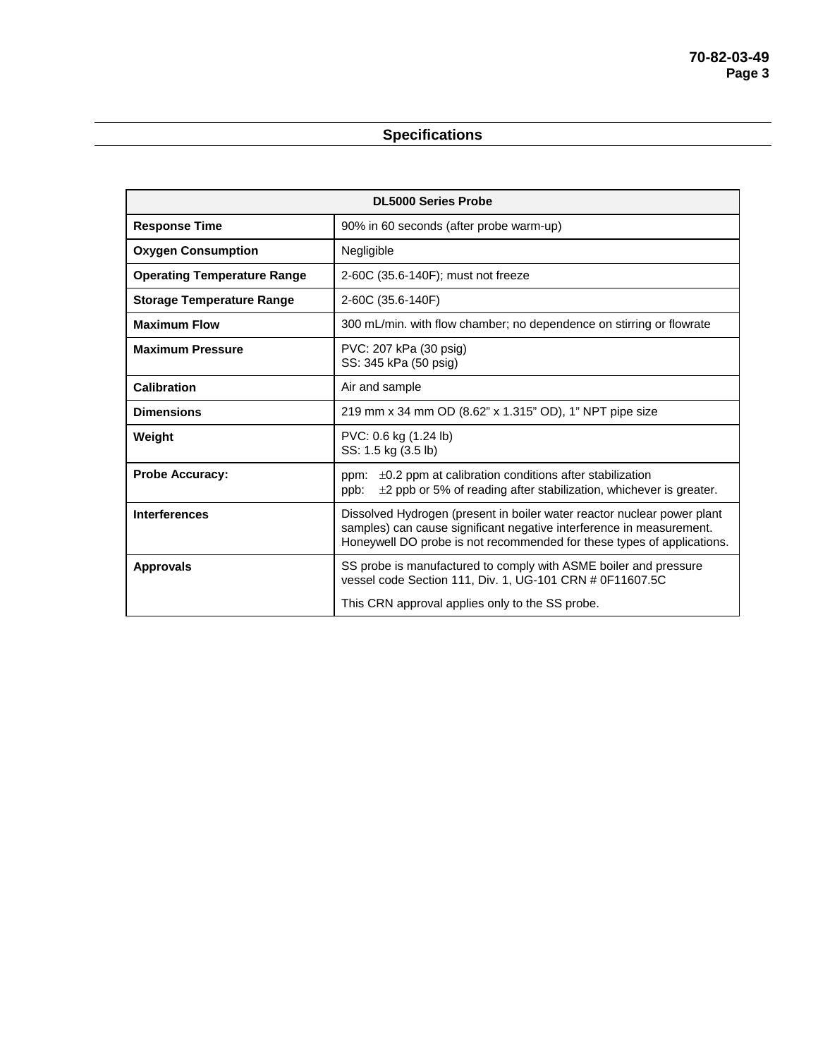## Specifications

| DL5000 Series Probe | |
|---|---|
| **Response Time** | 90% in 60 seconds (after probe warm-up) |
| **Oxygen Consumption** | Negligible |
| **Operating Temperature Range** | 2-60C (35.6-140F); must not freeze |
| **Storage Temperature Range** | 2-60C (35.6-140F) |
| **Maximum Flow** | 300 mL/min. with flow chamber; no dependence on stirring or flowrate |
| **Maximum Pressure** | PVC: 207 kPa (30 psig)<br>SS: 345 kPa (50 psig) |
| **Calibration** | Air and sample |
| **Dimensions** | 219 mm x 34 mm OD (8.62” x 1.315” OD), 1” NPT pipe size |
| **Weight** | PVC: 0.6 kg (1.24 lb)<br>SS: 1.5 kg (3.5 lb) |
| **Probe Accuracy:** | ppm: $\pm$0.2 ppm at calibration conditions after stabilization<br>ppb: $\pm$2 ppb or 5% of reading after stabilization, whichever is greater. |
| **Interferences** | Dissolved Hydrogen (present in boiler water reactor nuclear power plant samples) can cause significant negative interference in measurement. Honeywell DO probe is not recommended for these types of applications. |
| **Approvals** | SS probe is manufactured to comply with ASME boiler and pressure vessel code Section 111, Div. 1, UG-101 CRN # 0F11607.5C<br><br>This CRN approval applies only to the SS probe. |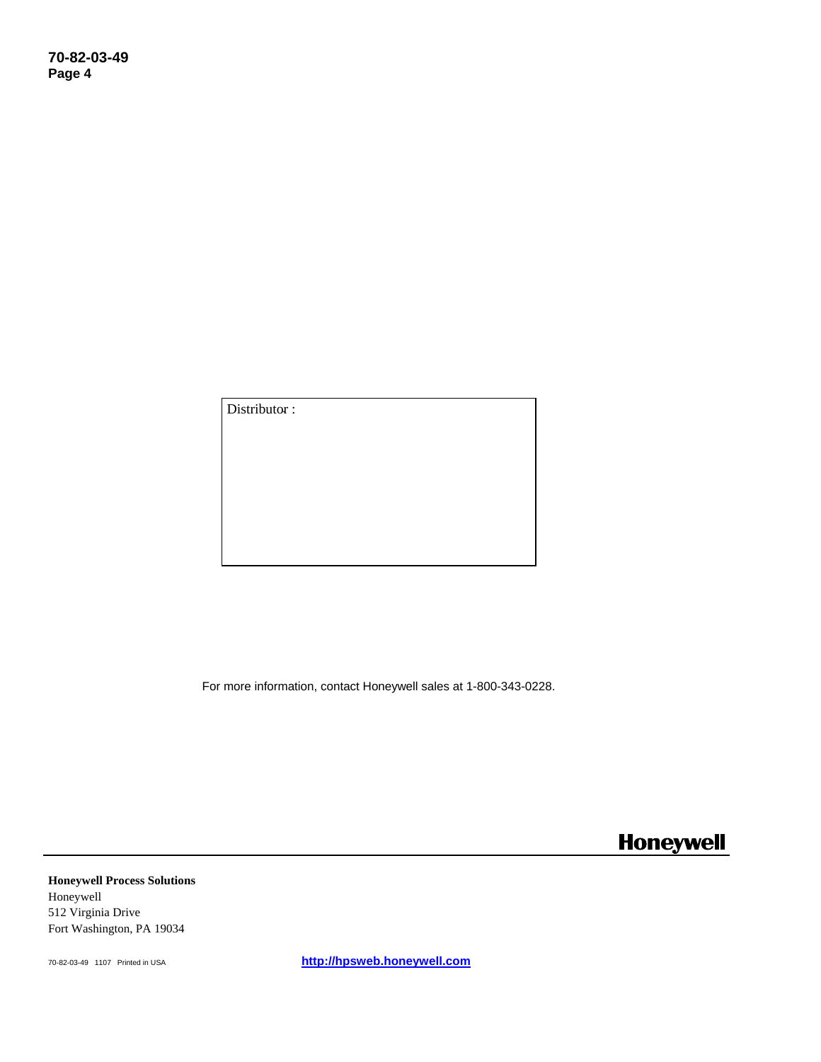Distributor :

For more information, contact Honeywell sales at 1-800-343-0228.

Honeywell

**Honeywell Process Solutions**
Honeywell
512 Virginia Drive
Fort Washington, PA 19034

70-82-03-49 1107 Printed in USA

http://hpsweb.honeywell.com